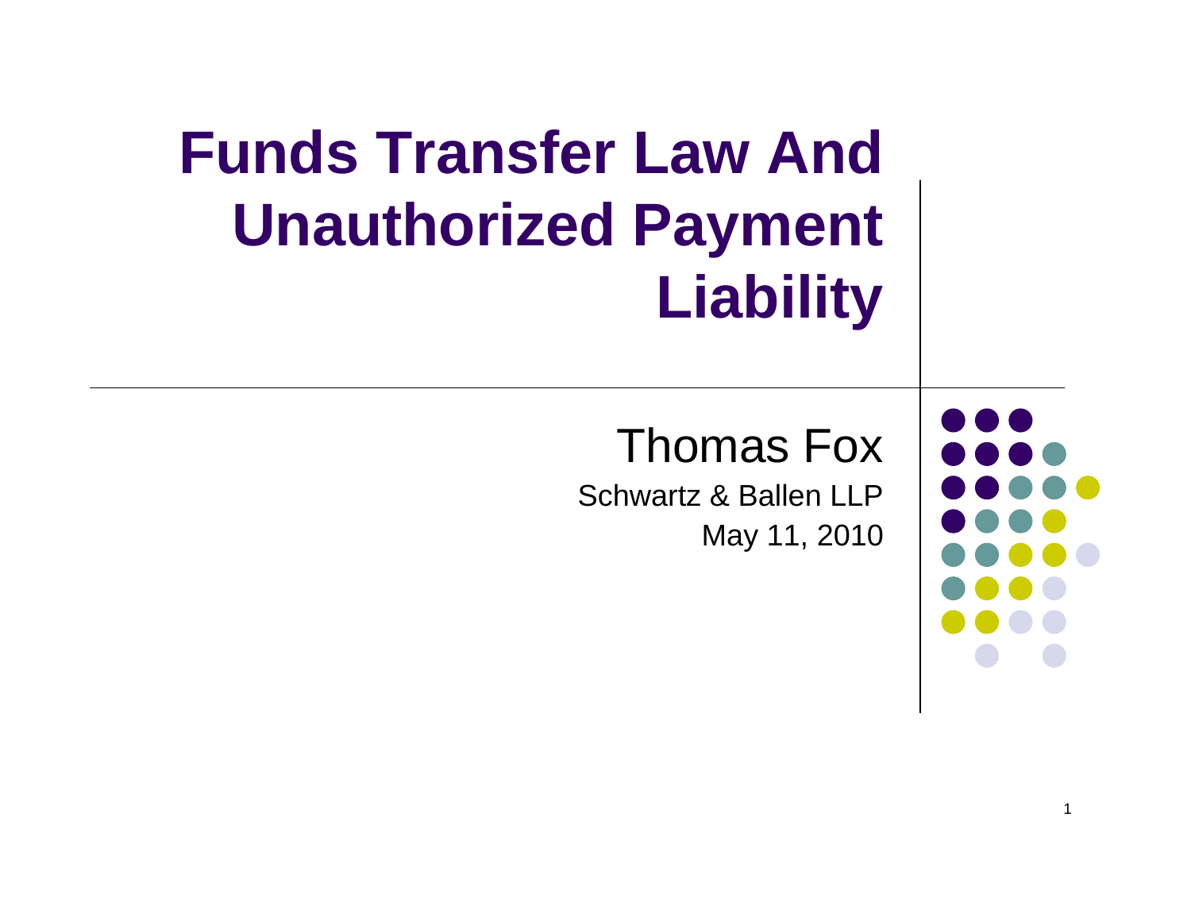# Funds Transfer Law And Unauthorized Payment Liability

Thomas Fox

Schwartz & Ballen LLP

May 11, 2010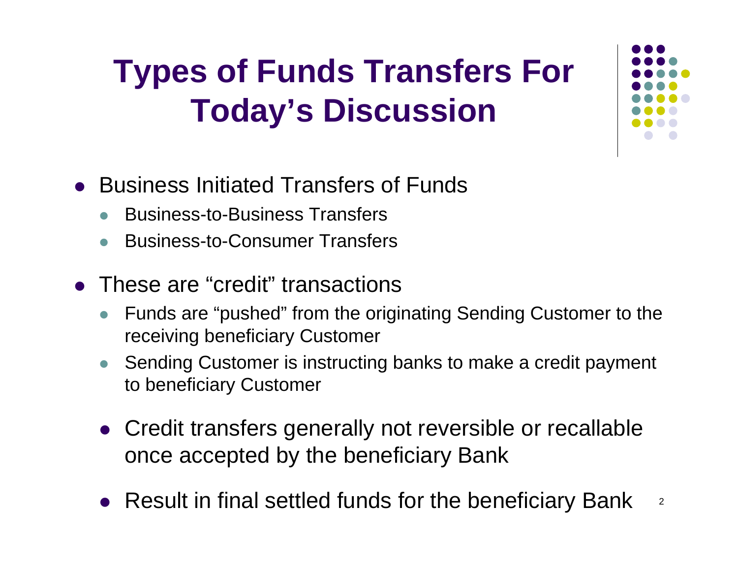# Types of Funds Transfers For Today's Discussion

- Business Initiated Transfers of Funds
  - Business-to-Business Transfers
  - Business-to-Consumer Transfers
- These are "credit" transactions
  - Funds are "pushed" from the originating Sending Customer to the receiving beneficiary Customer
  - Sending Customer is instructing banks to make a credit payment to beneficiary Customer
  - Credit transfers generally not reversible or recallable once accepted by the beneficiary Bank
  - Result in final settled funds for the beneficiary Bank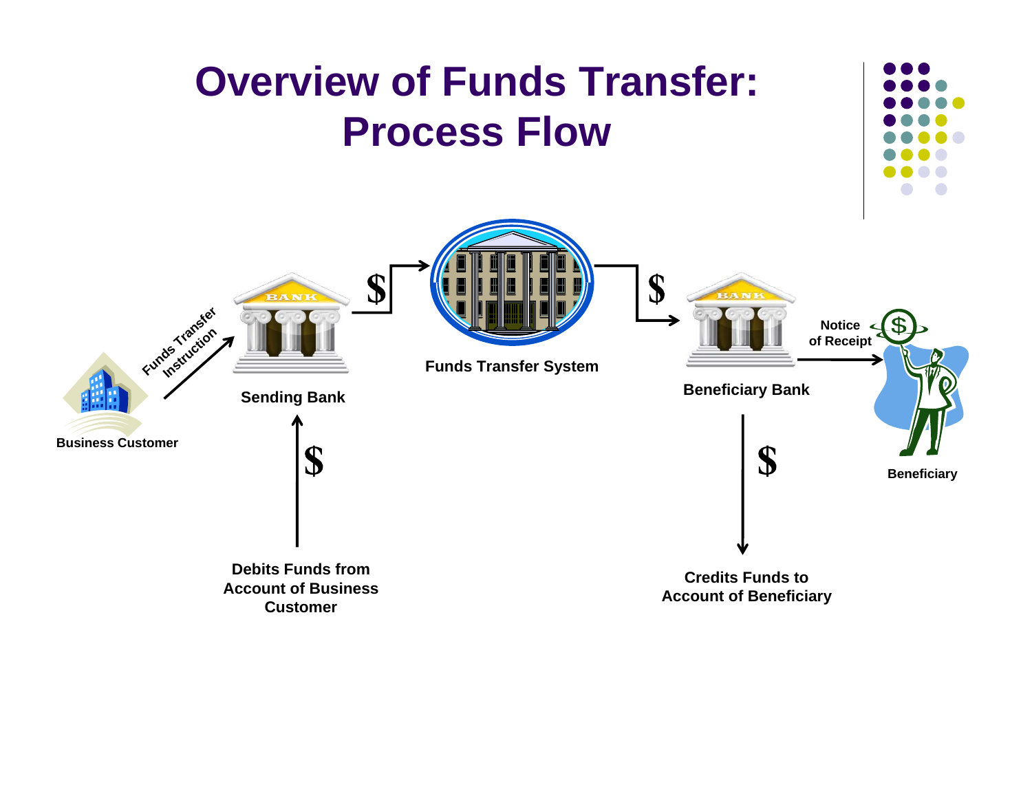# Overview of Funds Transfer: Process Flow

Business Customer

Funds Transfer Instruction

Sending Bank

$

Debits Funds from Account of Business Customer

$

Funds Transfer System

$

Beneficiary Bank

$

Credits Funds to Account of Beneficiary

Notice of Receipt

Beneficiary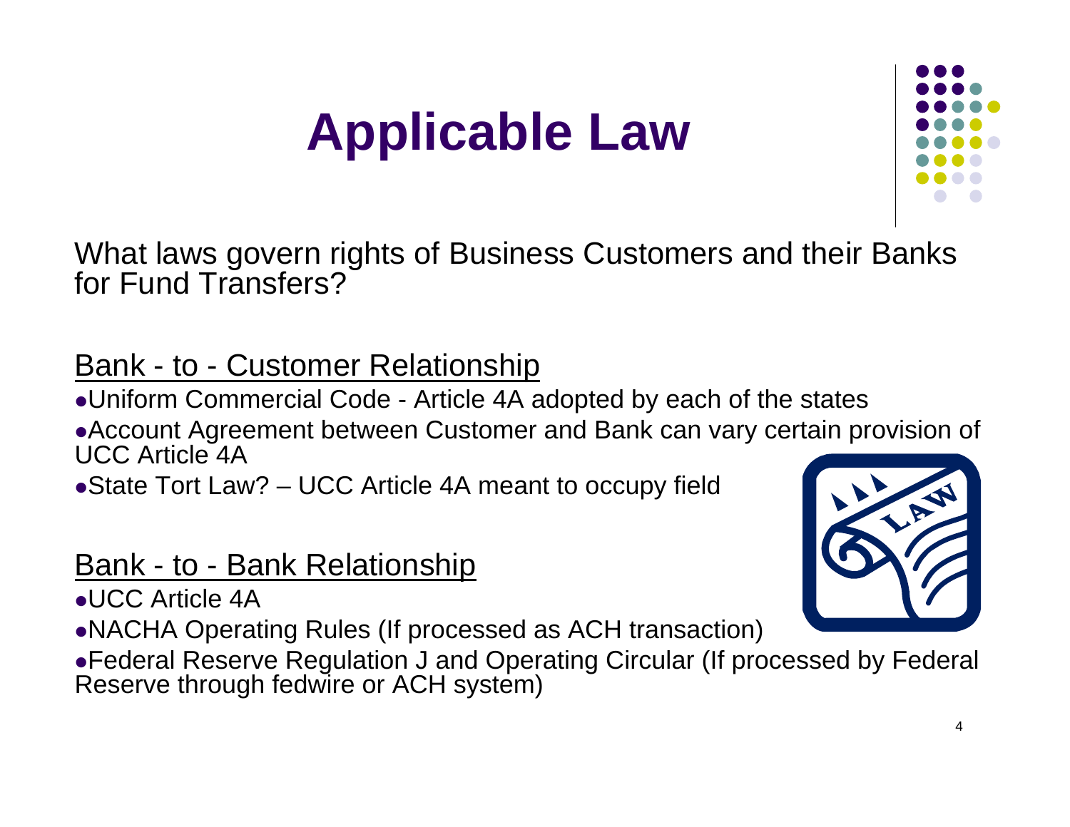# Applicable Law

What laws govern rights of Business Customers and their Banks for Fund Transfers?

## Bank - to - Customer Relationship

- Uniform Commercial Code - Article 4A adopted by each of the states
- Account Agreement between Customer and Bank can vary certain provision of UCC Article 4A
- State Tort Law? – UCC Article 4A meant to occupy field

## Bank - to - Bank Relationship

- UCC Article 4A
- NACHA Operating Rules (If processed as ACH transaction)
- Federal Reserve Regulation J and Operating Circular (If processed by Federal Reserve through fedwire or ACH system)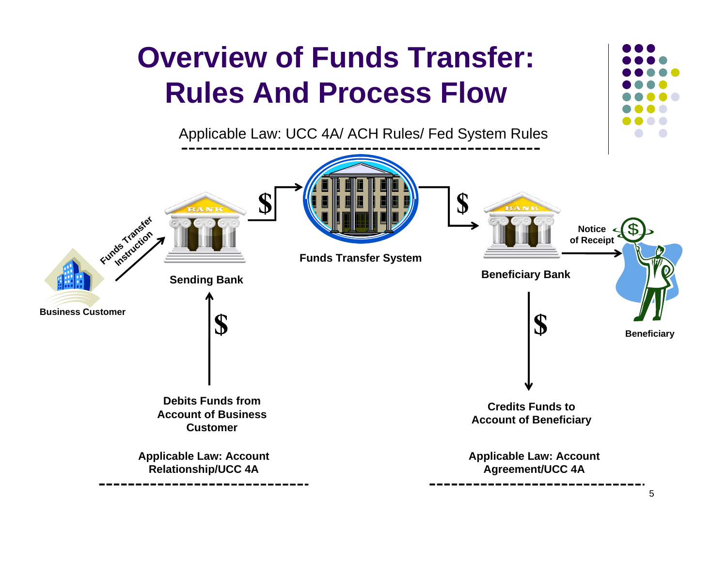# Overview of Funds Transfer: Rules And Process Flow

Applicable Law: UCC 4A/ ACH Rules/ Fed System Rules

Business Customer

Funds Transfer Instruction

Sending Bank

$

Funds Transfer System

$

Beneficiary Bank

Notice of Receipt

Beneficiary

$

Debits Funds from Account of Business Customer

Applicable Law: Account Relationship/UCC 4A

$

Credits Funds to Account of Beneficiary

Applicable Law: Account Agreement/UCC 4A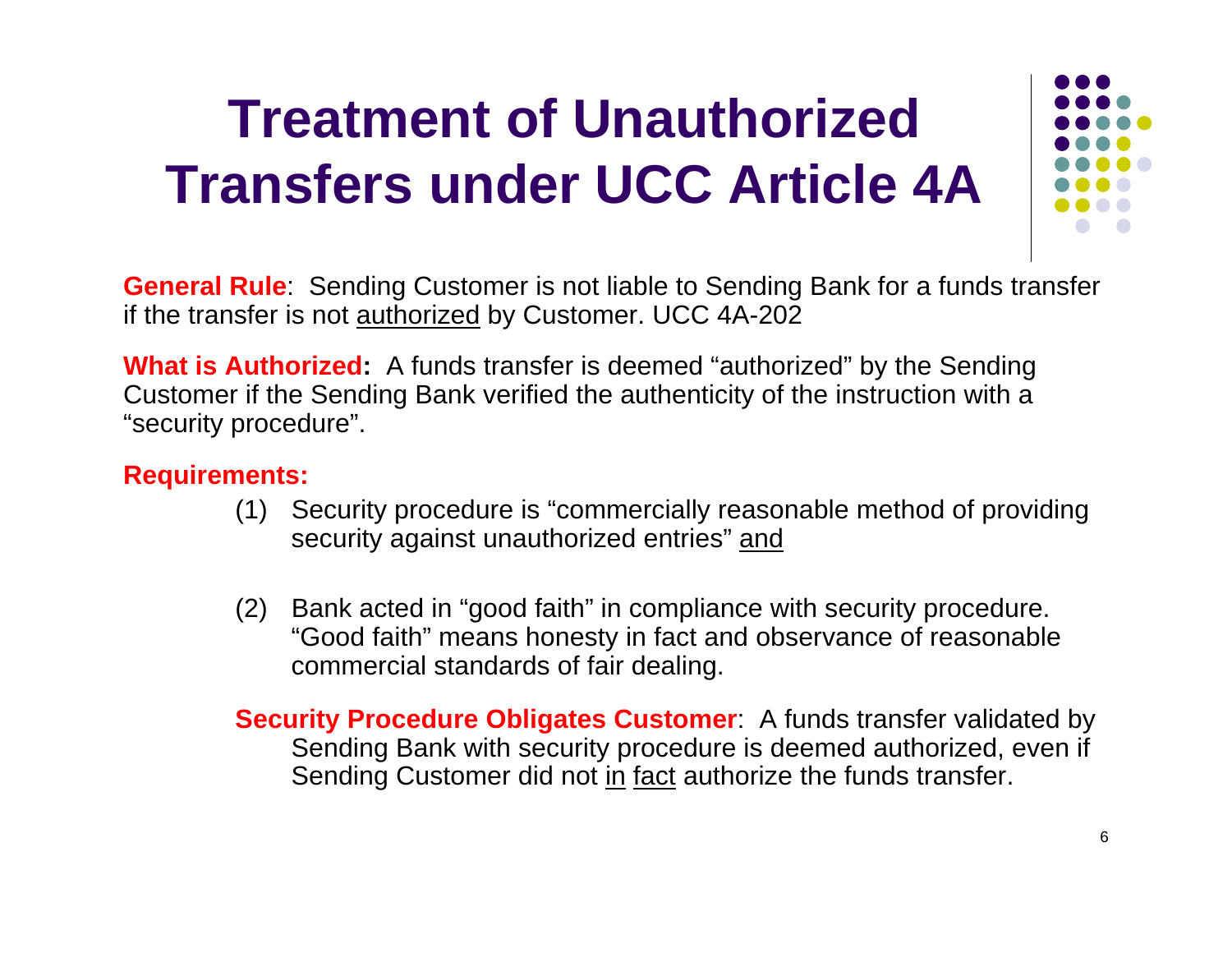# Treatment of Unauthorized Transfers under UCC Article 4A

**General Rule**: Sending Customer is not liable to Sending Bank for a funds transfer if the transfer is not <u>authorized</u> by Customer. UCC 4A-202

**What is Authorized:** A funds transfer is deemed "authorized" by the Sending Customer if the Sending Bank verified the authenticity of the instruction with a "security procedure".

**Requirements:**

(1) Security procedure is "commercially reasonable method of providing security against unauthorized entries" <u>and</u>

(2) Bank acted in "good faith" in compliance with security procedure. "Good faith" means honesty in fact and observance of reasonable commercial standards of fair dealing.

**Security Procedure Obligates Customer**: A funds transfer validated by Sending Bank with security procedure is deemed authorized, even if Sending Customer did not <u>in</u> <u>fact</u> authorize the funds transfer.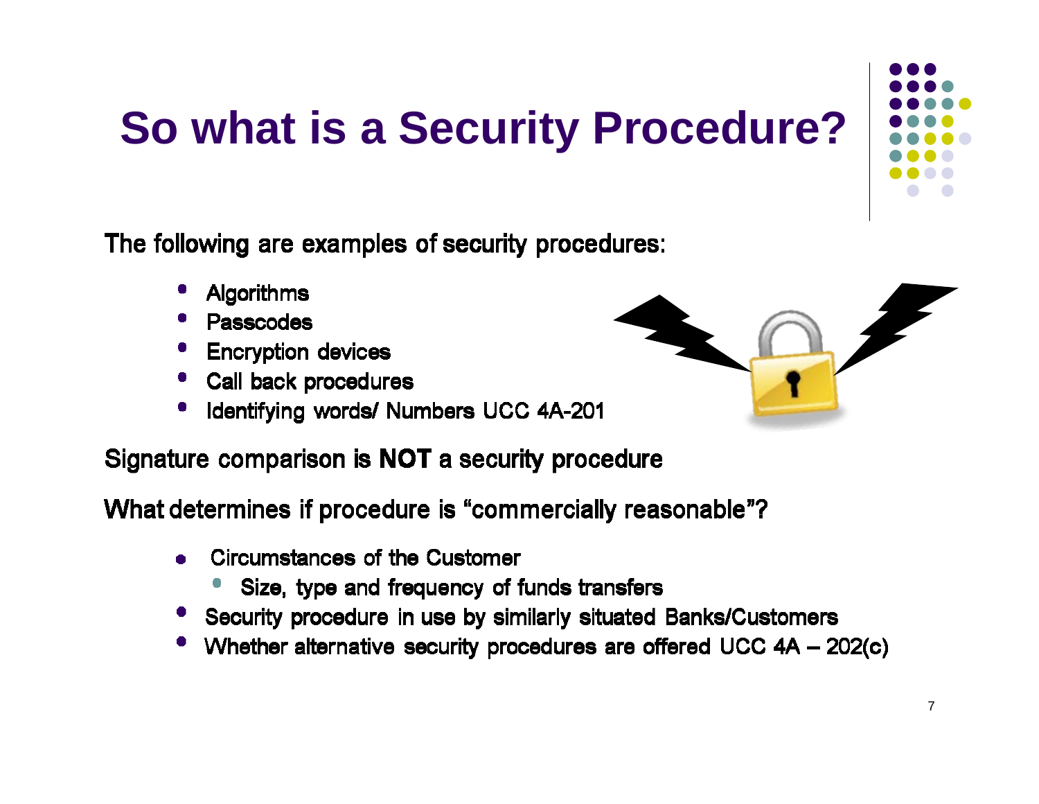# So what is a Security Procedure?

The following are examples of security procedures:

- Algorithms
- Passcodes
- Encryption devices
- Call back procedures
- Identifying words/ Numbers UCC 4A-201

Signature comparison is **NOT** a security procedure

What determines if procedure is "commercially reasonable"?

- Circumstances of the Customer
  - Size, type and frequency of funds transfers
- Security procedure in use by similarly situated Banks/Customers
- Whether alternative security procedures are offered UCC 4A – 202(c)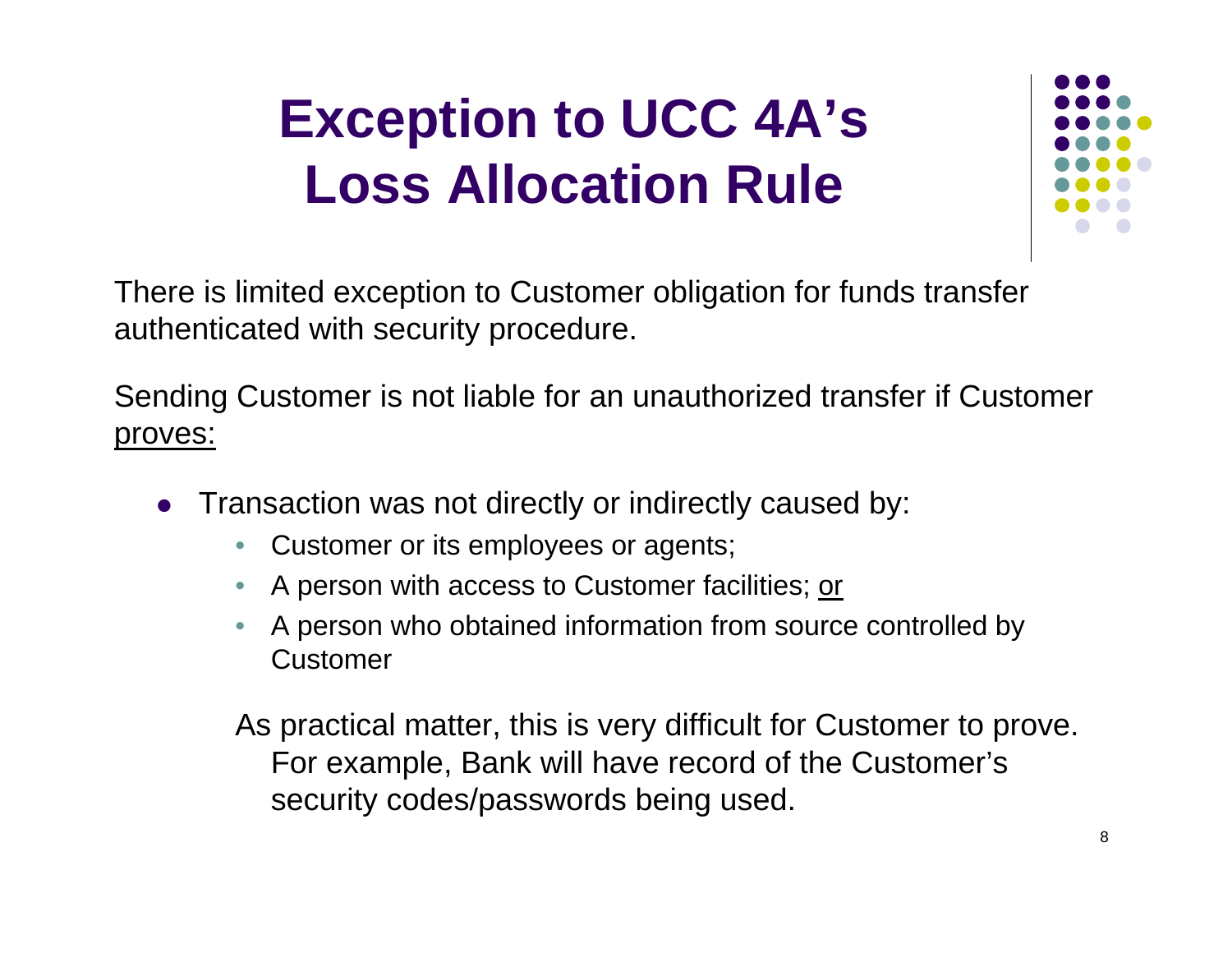# Exception to UCC 4A's Loss Allocation Rule

There is limited exception to Customer obligation for funds transfer authenticated with security procedure.

Sending Customer is not liable for an unauthorized transfer if Customer <u>proves:</u>

- Transaction was not directly or indirectly caused by:
  - Customer or its employees or agents;
  - A person with access to Customer facilities; <u>or</u>
  - A person who obtained information from source controlled by Customer

  As practical matter, this is very difficult for Customer to prove. For example, Bank will have record of the Customer's security codes/passwords being used.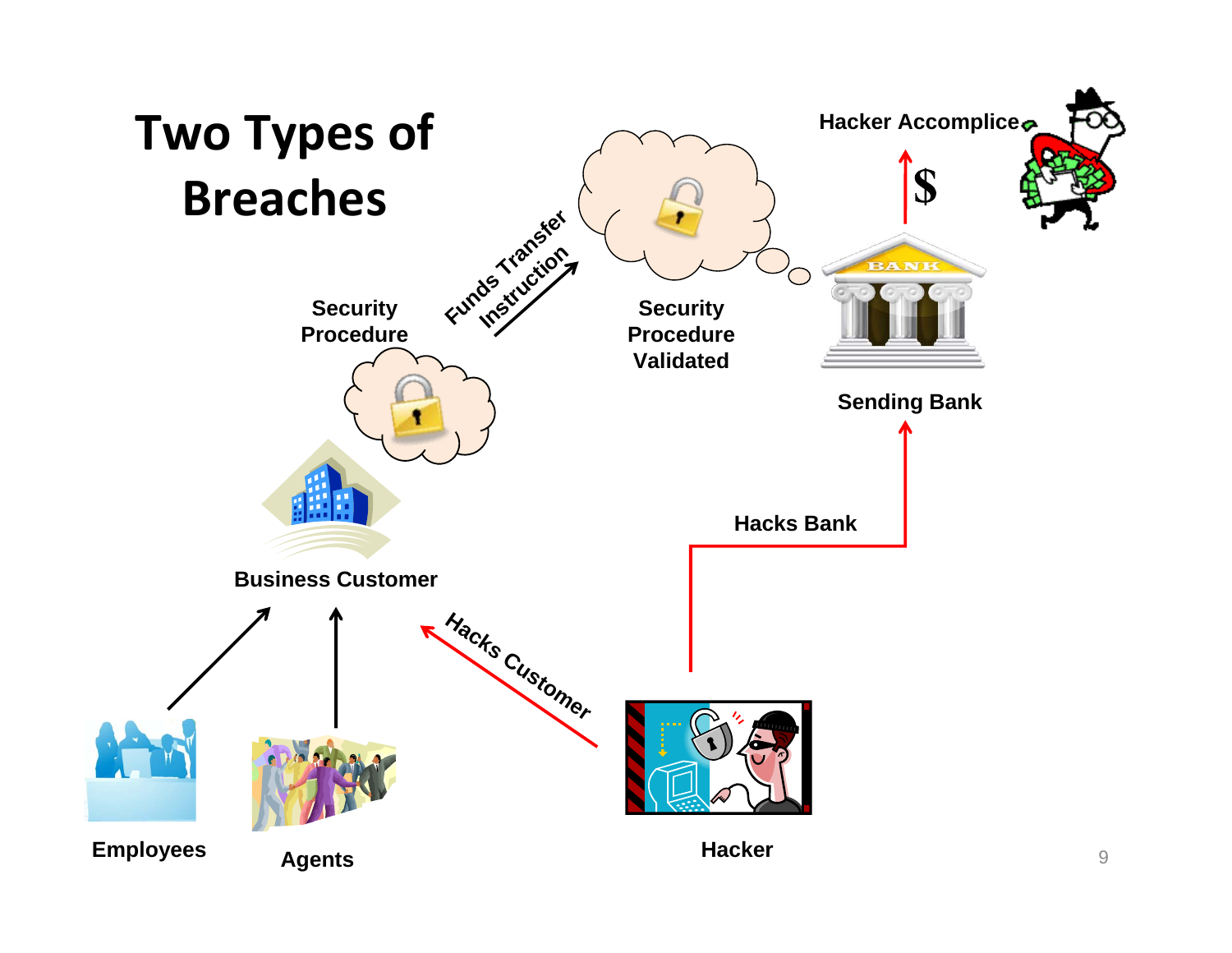# Two Types of Breaches

Security Procedure

Funds Transfer Instruction

Security Procedure Validated

Hacker Accomplice

$

Sending Bank

Hacks Bank

Business Customer

Hacks Customer

Employees

Agents

Hacker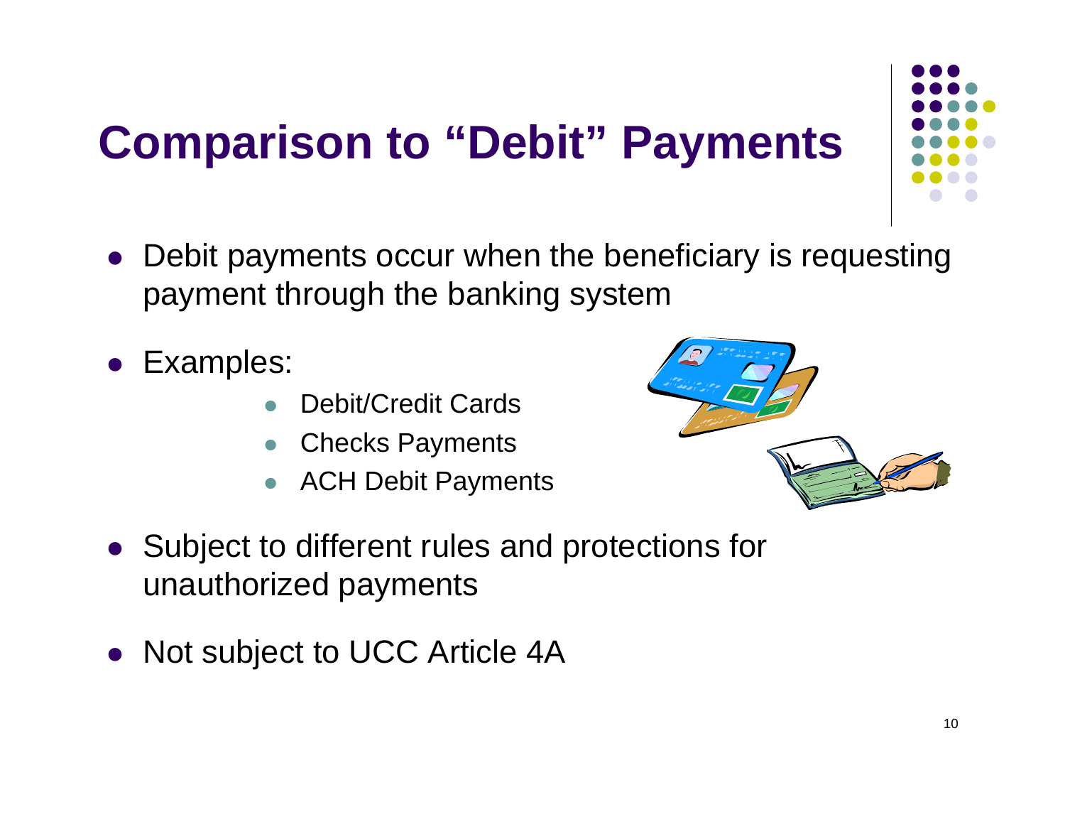# Comparison to “Debit” Payments

- Debit payments occur when the beneficiary is requesting payment through the banking system
- Examples:
  - Debit/Credit Cards
  - Checks Payments
  - ACH Debit Payments
- Subject to different rules and protections for unauthorized payments
- Not subject to UCC Article 4A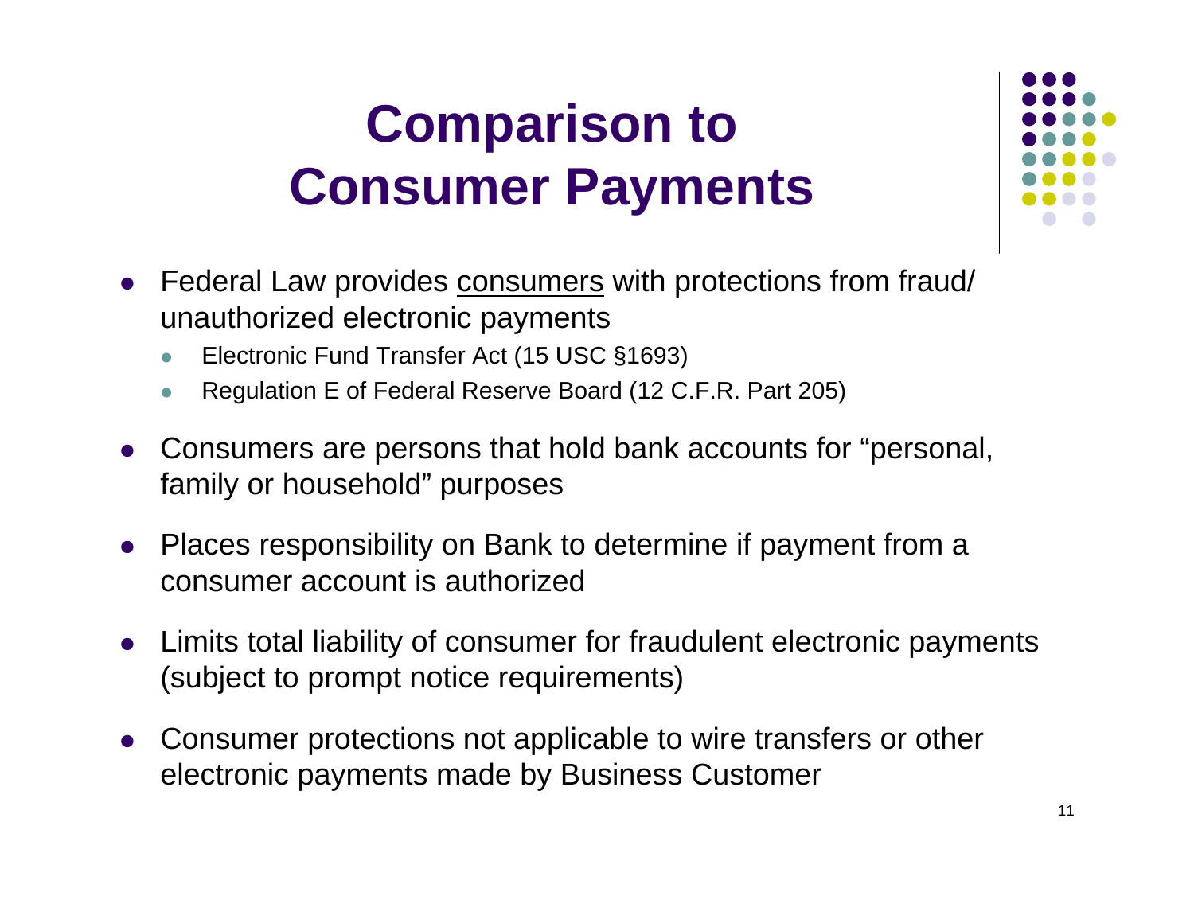# Comparison to Consumer Payments

- Federal Law provides <u>consumers</u> with protections from fraud/ unauthorized electronic payments
  - Electronic Fund Transfer Act (15 USC §1693)
  - Regulation E of Federal Reserve Board (12 C.F.R. Part 205)
- Consumers are persons that hold bank accounts for "personal, family or household" purposes
- Places responsibility on Bank to determine if payment from a consumer account is authorized
- Limits total liability of consumer for fraudulent electronic payments (subject to prompt notice requirements)
- Consumer protections not applicable to wire transfers or other electronic payments made by Business Customer